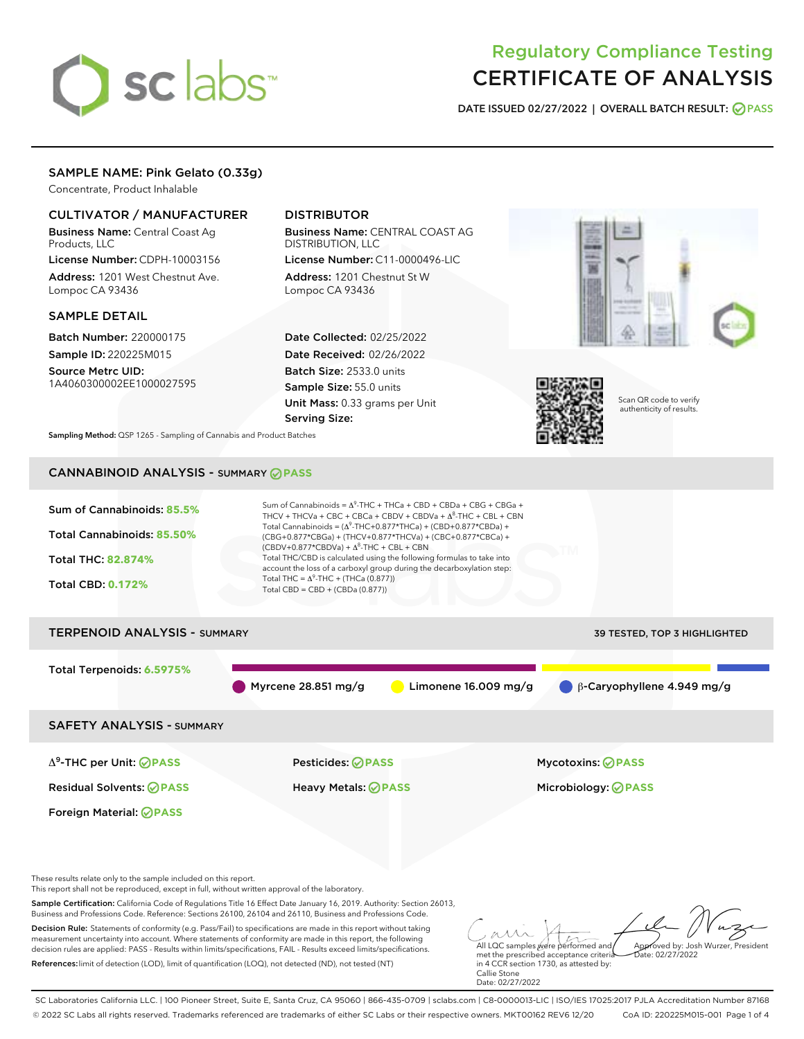# Regulatory Compliance Testing
# CERTIFICATE OF ANALYSIS

**DATE ISSUED 02/27/2022 | OVERALL BATCH RESULT: PASS**

## SAMPLE NAME: Pink Gelato (0.33g)

Concentrate, Product Inhalable

### CULTIVATOR / MANUFACTURER

**Business Name:** Central Coast Ag Products, LLC

**License Number:** CDPH-10003156

**Address:** 1201 West Chestnut Ave. Lompoc CA 93436

### DISTRIBUTOR

**Business Name:** CENTRAL COAST AG DISTRIBUTION, LLC

**License Number:** C11-0000496-LIC

**Address:** 1201 Chestnut St W Lompoc CA 93436

### SAMPLE DETAIL

**Batch Number:** 220000175

**Sample ID:** 220225M015

**Source Metrc UID:** 1A4060300002EE1000027595

**Date Collected:** 02/25/2022

**Date Received:** 02/26/2022

**Batch Size:** 2533.0 units

**Sample Size:** 55.0 units

**Unit Mass:** 0.33 grams per Unit

**Serving Size:**

Scan QR code to verify authenticity of results.

**Sampling Method:** QSP 1265 - Sampling of Cannabis and Product Batches

## CANNABINOID ANALYSIS - SUMMARY PASS

**Sum of Cannabinoids:** 85.5%

**Total Cannabinoids:** 85.50%

**Total THC:** 82.874%

**Total CBD:** 0.172%

Sum of Cannabinoids = $\Delta^9$-THC + THCa + CBD + CBDa + CBG + CBGa + THCV + THCVa + CBC + CBCa + CBDV + CBDVa + $\Delta^8$-THC + CBL + CBN

Total Cannabinoids = ($\Delta^9$-THC+0.877*THCa) + (CBD+0.877*CBDa) + (CBG+0.877*CBGa) + (THCV+0.877*THCVa) + (CBC+0.877*CBCa) + (CBDV+0.877*CBDVa) + $\Delta^8$-THC + CBL + CBN

Total THC/CBD is calculated using the following formulas to take into account the loss of a carboxyl group during the decarboxylation step:

Total THC = $\Delta^9$-THC + (THCa (0.877))

Total CBD = CBD + (CBDa (0.877))

## TERPENOID ANALYSIS - SUMMARY

39 TESTED, TOP 3 HIGHLIGHTED

**Total Terpenoids:** 6.5975%

Myrcene 28.851 mg/g | Limonene 16.009 mg/g | β-Caryophyllene 4.949 mg/g

## SAFETY ANALYSIS - SUMMARY

| | | |
|---|---|---|
| $\Delta^9$-THC per Unit: PASS | Pesticides: PASS | Mycotoxins: PASS |
| Residual Solvents: PASS | Heavy Metals: PASS | Microbiology: PASS |
| Foreign Material: PASS | | |

These results relate only to the sample included on this report.
This report shall not be reproduced, except in full, without written approval of the laboratory.

**Sample Certification:** California Code of Regulations Title 16 Effect Date January 16, 2019. Authority: Section 26013, Business and Professions Code. Reference: Sections 26100, 26104 and 26110, Business and Professions Code.

**Decision Rule:** Statements of conformity (e.g. Pass/Fail) to specifications are made in this report without taking measurement uncertainty into account. Where statements of conformity are made in this report, the following decision rules are applied: PASS - Results within limits/specifications, FAIL - Results exceed limits/specifications.

**References:** limit of detection (LOD), limit of quantification (LOQ), not detected (ND), not tested (NT)

All LQC samples were performed and met the prescribed acceptance criteria in 4 CCR section 1730, as attested by: Callie Stone
Date: 02/27/2022

Approved by: Josh Wurzer, President
Date: 02/27/2022

SC Laboratories California LLC. | 100 Pioneer Street, Suite E, Santa Cruz, CA 95060 | 866-435-0709 | sclabs.com | C8-0000013-LIC | ISO/IES 17025:2017 PJLA Accreditation Number 87168
© 2022 SC Labs all rights reserved. Trademarks referenced are trademarks of either SC Labs or their respective owners. MKT00162 REV6 12/20 CoA ID: 220225M015-001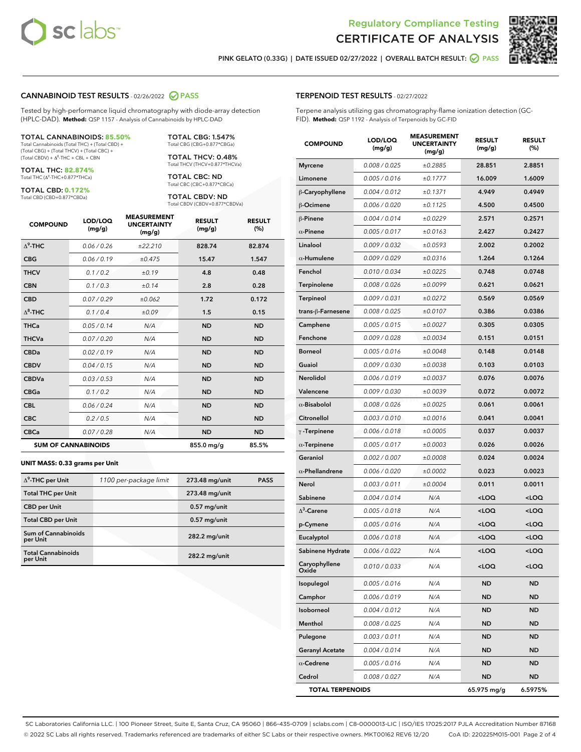Regulatory Compliance Testing

# CERTIFICATE OF ANALYSIS

PINK GELATO (0.33G) | DATE ISSUED 02/27/2022 | OVERALL BATCH RESULT: PASS

## CANNABINOID TEST RESULTS - 02/26/2022 PASS

Tested by high-performance liquid chromatography with diode-array detection (HPLC-DAD). **Method:** QSP 1157 - Analysis of Cannabinoids by HPLC-DAD

**TOTAL CANNABINOIDS: 85.50%**
Total Cannabinoids (Total THC) + (Total CBD) + (Total CBG) + (Total THCV) + (Total CBC) + (Total CBDV) + $\Delta^8$-THC + CBL + CBN

**TOTAL THC: 82.874%**
Total THC ($\Delta^9$-THC+0.877*THCa)

**TOTAL CBD: 0.172%**
Total CBD (CBD+0.877*CBDa)

**TOTAL CBG: 1.547%**
Total CBG (CBG+0.877*CBGa)

**TOTAL THCV: 0.48%**
Total THCV (THCV+0.877*THCVa)

**TOTAL CBC: ND**
Total CBC (CBC+0.877*CBCa)

**TOTAL CBDV: ND**
Total CBDV (CBDV+0.877*CBDVa)

| COMPOUND | LOD/LOQ (mg/g) | MEASUREMENT UNCERTAINTY (mg/g) | RESULT (mg/g) | RESULT (%) |
|---|---|---|---|---|
| $\Delta^9$-THC | 0.06 / 0.26 | ±22.210 | 828.74 | 82.874 |
| CBG | 0.06 / 0.19 | ±0.475 | 15.47 | 1.547 |
| THCV | 0.1 / 0.2 | ±0.19 | 4.8 | 0.48 |
| CBN | 0.1 / 0.3 | ±0.14 | 2.8 | 0.28 |
| CBD | 0.07 / 0.29 | ±0.062 | 1.72 | 0.172 |
| $\Delta^8$-THC | 0.1 / 0.4 | ±0.09 | 1.5 | 0.15 |
| THCa | 0.05 / 0.14 | N/A | ND | ND |
| THCVa | 0.07 / 0.20 | N/A | ND | ND |
| CBDa | 0.02 / 0.19 | N/A | ND | ND |
| CBDV | 0.04 / 0.15 | N/A | ND | ND |
| CBDVa | 0.03 / 0.53 | N/A | ND | ND |
| CBGa | 0.1 / 0.2 | N/A | ND | ND |
| CBL | 0.06 / 0.24 | N/A | ND | ND |
| CBC | 0.2 / 0.5 | N/A | ND | ND |
| CBCa | 0.07 / 0.28 | N/A | ND | ND |
| **SUM OF CANNABINOIDS** | | | 855.0 mg/g | 85.5% |

**UNIT MASS: 0.33 grams per Unit**

| | | | |
|---|---|---|---|
| $\Delta^9$-THC per Unit | 1100 per-package limit | 273.48 mg/unit | PASS |
| Total THC per Unit | | 273.48 mg/unit | |
| CBD per Unit | | 0.57 mg/unit | |
| Total CBD per Unit | | 0.57 mg/unit | |
| Sum of Cannabinoids per Unit | | 282.2 mg/unit | |
| Total Cannabinoids per Unit | | 282.2 mg/unit | |

## TERPENOID TEST RESULTS - 02/27/2022

Terpene analysis utilizing gas chromatography-flame ionization detection (GC-FID). **Method:** QSP 1192 - Analysis of Terpenoids by GC-FID

| COMPOUND | LOD/LOQ (mg/g) | MEASUREMENT UNCERTAINTY (mg/g) | RESULT (mg/g) | RESULT (%) |
|---|---|---|---|---|
| Myrcene | 0.008 / 0.025 | ±0.2885 | 28.851 | 2.8851 |
| Limonene | 0.005 / 0.016 | ±0.1777 | 16.009 | 1.6009 |
| β-Caryophyllene | 0.004 / 0.012 | ±0.1371 | 4.949 | 0.4949 |
| β-Ocimene | 0.006 / 0.020 | ±0.1125 | 4.500 | 0.4500 |
| β-Pinene | 0.004 / 0.014 | ±0.0229 | 2.571 | 0.2571 |
| α-Pinene | 0.005 / 0.017 | ±0.0163 | 2.427 | 0.2427 |
| Linalool | 0.009 / 0.032 | ±0.0593 | 2.002 | 0.2002 |
| α-Humulene | 0.009 / 0.029 | ±0.0316 | 1.264 | 0.1264 |
| Fenchol | 0.010 / 0.034 | ±0.0225 | 0.748 | 0.0748 |
| Terpinolene | 0.008 / 0.026 | ±0.0099 | 0.621 | 0.0621 |
| Terpineol | 0.009 / 0.031 | ±0.0272 | 0.569 | 0.0569 |
| trans-β-Farnesene | 0.008 / 0.025 | ±0.0107 | 0.386 | 0.0386 |
| Camphene | 0.005 / 0.015 | ±0.0027 | 0.305 | 0.0305 |
| Fenchone | 0.009 / 0.028 | ±0.0034 | 0.151 | 0.0151 |
| Borneol | 0.005 / 0.016 | ±0.0048 | 0.148 | 0.0148 |
| Guaiol | 0.009 / 0.030 | ±0.0038 | 0.103 | 0.0103 |
| Nerolidol | 0.006 / 0.019 | ±0.0037 | 0.076 | 0.0076 |
| Valencene | 0.009 / 0.030 | ±0.0039 | 0.072 | 0.0072 |
| α-Bisabolol | 0.008 / 0.026 | ±0.0025 | 0.061 | 0.0061 |
| Citronellol | 0.003 / 0.010 | ±0.0016 | 0.041 | 0.0041 |
| γ-Terpinene | 0.006 / 0.018 | ±0.0005 | 0.037 | 0.0037 |
| α-Terpinene | 0.005 / 0.017 | ±0.0003 | 0.026 | 0.0026 |
| Geraniol | 0.002 / 0.007 | ±0.0008 | 0.024 | 0.0024 |
| α-Phellandrene | 0.006 / 0.020 | ±0.0002 | 0.023 | 0.0023 |
| Nerol | 0.003 / 0.011 | ±0.0004 | 0.011 | 0.0011 |
| Sabinene | 0.004 / 0.014 | N/A | <LOQ | <LOQ |
| $\Delta^3$-Carene | 0.005 / 0.018 | N/A | <LOQ | <LOQ |
| p-Cymene | 0.005 / 0.016 | N/A | <LOQ | <LOQ |
| Eucalyptol | 0.006 / 0.018 | N/A | <LOQ | <LOQ |
| Sabinene Hydrate | 0.006 / 0.022 | N/A | <LOQ | <LOQ |
| Caryophyllene Oxide | 0.010 / 0.033 | N/A | <LOQ | <LOQ |
| Isopulegol | 0.005 / 0.016 | N/A | ND | ND |
| Camphor | 0.006 / 0.019 | N/A | ND | ND |
| Isoborneol | 0.004 / 0.012 | N/A | ND | ND |
| Menthol | 0.008 / 0.025 | N/A | ND | ND |
| Pulegone | 0.003 / 0.011 | N/A | ND | ND |
| Geranyl Acetate | 0.004 / 0.014 | N/A | ND | ND |
| α-Cedrene | 0.005 / 0.016 | N/A | ND | ND |
| Cedrol | 0.008 / 0.027 | N/A | ND | ND |
| **TOTAL TERPENOIDS** | | | 65.975 mg/g | 6.5975% |

SC Laboratories California LLC. | 100 Pioneer Street, Suite E, Santa Cruz, CA 95060 | 866-435-0709 | sclabs.com | C8-0000013-LIC | ISO/IES 17025:2017 PJLA Accreditation Number 87168
© 2022 SC Labs all rights reserved. Trademarks referenced are trademarks of either SC Labs or their respective owners. MKT00162 REV6 12/20 CoA ID: 220225M015-001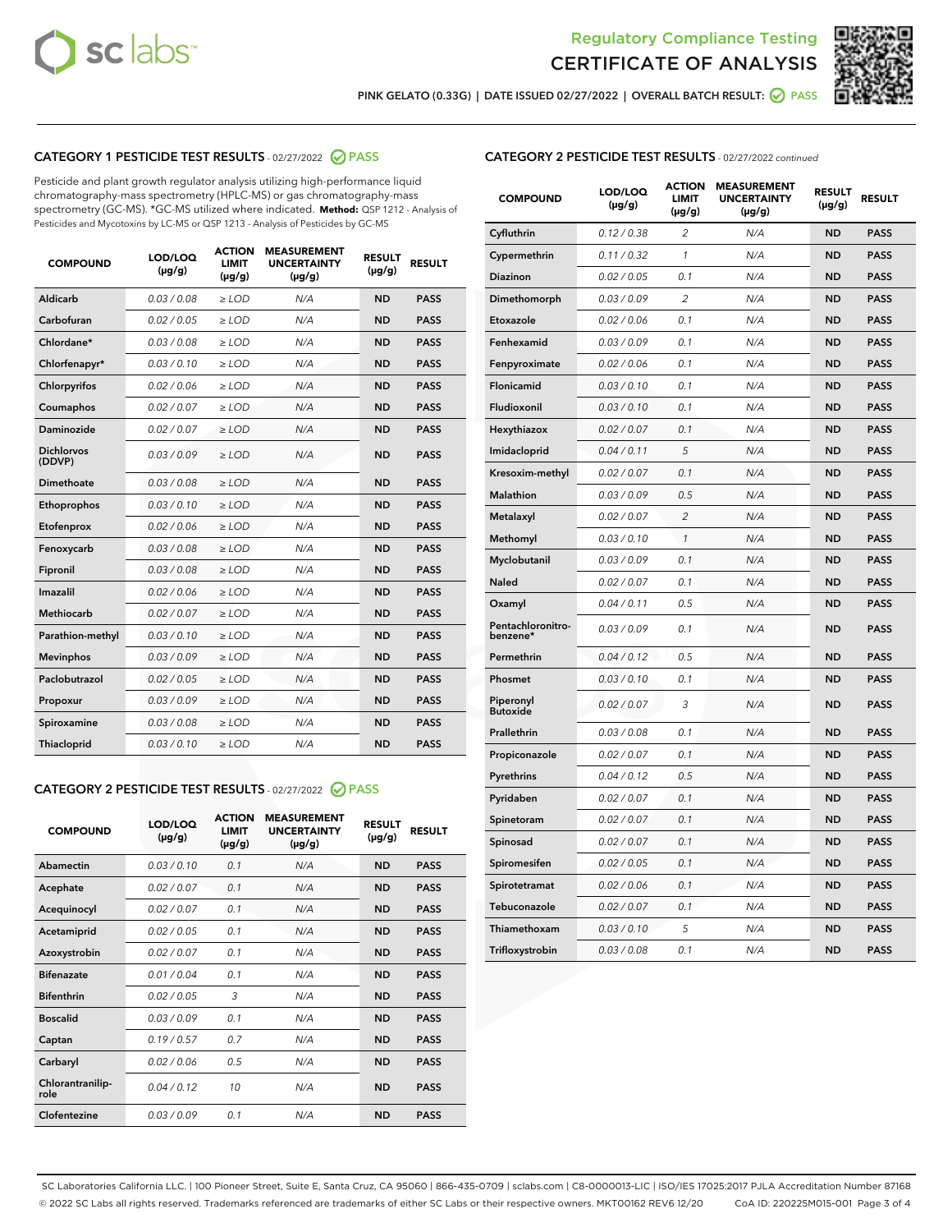Regulatory Compliance Testing
# CERTIFICATE OF ANALYSIS

PINK GELATO (0.33G) | DATE ISSUED 02/27/2022 | OVERALL BATCH RESULT: PASS

## CATEGORY 1 PESTICIDE TEST RESULTS - 02/27/2022 PASS

Pesticide and plant growth regulator analysis utilizing high-performance liquid chromatography-mass spectrometry (HPLC-MS) or gas chromatography-mass spectrometry (GC-MS). *GC-MS utilized where indicated. **Method:** QSP 1212 - Analysis of Pesticides and Mycotoxins by LC-MS or QSP 1213 - Analysis of Pesticides by GC-MS

| COMPOUND | LOD/LOQ (µg/g) | ACTION LIMIT (µg/g) | MEASUREMENT UNCERTAINTY (µg/g) | RESULT (µg/g) | RESULT |
|---|---|---|---|---|---|
| Aldicarb | 0.03 / 0.08 | ≥ LOD | N/A | ND | PASS |
| Carbofuran | 0.02 / 0.05 | ≥ LOD | N/A | ND | PASS |
| Chlordane* | 0.03 / 0.08 | ≥ LOD | N/A | ND | PASS |
| Chlorfenapyr* | 0.03 / 0.10 | ≥ LOD | N/A | ND | PASS |
| Chlorpyrifos | 0.02 / 0.06 | ≥ LOD | N/A | ND | PASS |
| Coumaphos | 0.02 / 0.07 | ≥ LOD | N/A | ND | PASS |
| Daminozide | 0.02 / 0.07 | ≥ LOD | N/A | ND | PASS |
| Dichlorvos (DDVP) | 0.03 / 0.09 | ≥ LOD | N/A | ND | PASS |
| Dimethoate | 0.03 / 0.08 | ≥ LOD | N/A | ND | PASS |
| Ethoprophos | 0.03 / 0.10 | ≥ LOD | N/A | ND | PASS |
| Etofenprox | 0.02 / 0.06 | ≥ LOD | N/A | ND | PASS |
| Fenoxycarb | 0.03 / 0.08 | ≥ LOD | N/A | ND | PASS |
| Fipronil | 0.03 / 0.08 | ≥ LOD | N/A | ND | PASS |
| Imazalil | 0.02 / 0.06 | ≥ LOD | N/A | ND | PASS |
| Methiocarb | 0.02 / 0.07 | ≥ LOD | N/A | ND | PASS |
| Parathion-methyl | 0.03 / 0.10 | ≥ LOD | N/A | ND | PASS |
| Mevinphos | 0.03 / 0.09 | ≥ LOD | N/A | ND | PASS |
| Paclobutrazol | 0.02 / 0.05 | ≥ LOD | N/A | ND | PASS |
| Propoxur | 0.03 / 0.09 | ≥ LOD | N/A | ND | PASS |
| Spiroxamine | 0.03 / 0.08 | ≥ LOD | N/A | ND | PASS |
| Thiacloprid | 0.03 / 0.10 | ≥ LOD | N/A | ND | PASS |

## CATEGORY 2 PESTICIDE TEST RESULTS - 02/27/2022 PASS

| COMPOUND | LOD/LOQ (µg/g) | ACTION LIMIT (µg/g) | MEASUREMENT UNCERTAINTY (µg/g) | RESULT (µg/g) | RESULT |
|---|---|---|---|---|---|
| Abamectin | 0.03 / 0.10 | 0.1 | N/A | ND | PASS |
| Acephate | 0.02 / 0.07 | 0.1 | N/A | ND | PASS |
| Acequinocyl | 0.02 / 0.07 | 0.1 | N/A | ND | PASS |
| Acetamiprid | 0.02 / 0.05 | 0.1 | N/A | ND | PASS |
| Azoxystrobin | 0.02 / 0.07 | 0.1 | N/A | ND | PASS |
| Bifenazate | 0.01 / 0.04 | 0.1 | N/A | ND | PASS |
| Bifenthrin | 0.02 / 0.05 | 3 | N/A | ND | PASS |
| Boscalid | 0.03 / 0.09 | 0.1 | N/A | ND | PASS |
| Captan | 0.19 / 0.57 | 0.7 | N/A | ND | PASS |
| Carbaryl | 0.02 / 0.06 | 0.5 | N/A | ND | PASS |
| Chlorantraniliprole | 0.04 / 0.12 | 10 | N/A | ND | PASS |
| Clofentezine | 0.03 / 0.09 | 0.1 | N/A | ND | PASS |
| Cyfluthrin | 0.12 / 0.38 | 2 | N/A | ND | PASS |
| Cypermethrin | 0.11 / 0.32 | 1 | N/A | ND | PASS |
| Diazinon | 0.02 / 0.05 | 0.1 | N/A | ND | PASS |
| Dimethomorph | 0.03 / 0.09 | 2 | N/A | ND | PASS |
| Etoxazole | 0.02 / 0.06 | 0.1 | N/A | ND | PASS |
| Fenhexamid | 0.03 / 0.09 | 0.1 | N/A | ND | PASS |
| Fenpyroximate | 0.02 / 0.06 | 0.1 | N/A | ND | PASS |
| Flonicamid | 0.03 / 0.10 | 0.1 | N/A | ND | PASS |
| Fludioxonil | 0.03 / 0.10 | 0.1 | N/A | ND | PASS |
| Hexythiazox | 0.02 / 0.07 | 0.1 | N/A | ND | PASS |
| Imidacloprid | 0.04 / 0.11 | 5 | N/A | ND | PASS |
| Kresoxim-methyl | 0.02 / 0.07 | 0.1 | N/A | ND | PASS |
| Malathion | 0.03 / 0.09 | 0.5 | N/A | ND | PASS |
| Metalaxyl | 0.02 / 0.07 | 2 | N/A | ND | PASS |
| Methomyl | 0.03 / 0.10 | 1 | N/A | ND | PASS |
| Myclobutanil | 0.03 / 0.09 | 0.1 | N/A | ND | PASS |
| Naled | 0.02 / 0.07 | 0.1 | N/A | ND | PASS |
| Oxamyl | 0.04 / 0.11 | 0.5 | N/A | ND | PASS |
| Pentachloronitrobenzene* | 0.03 / 0.09 | 0.1 | N/A | ND | PASS |
| Permethrin | 0.04 / 0.12 | 0.5 | N/A | ND | PASS |
| Phosmet | 0.03 / 0.10 | 0.1 | N/A | ND | PASS |
| Piperonyl Butoxide | 0.02 / 0.07 | 3 | N/A | ND | PASS |
| Prallethrin | 0.03 / 0.08 | 0.1 | N/A | ND | PASS |
| Propiconazole | 0.02 / 0.07 | 0.1 | N/A | ND | PASS |
| Pyrethrins | 0.04 / 0.12 | 0.5 | N/A | ND | PASS |
| Pyridaben | 0.02 / 0.07 | 0.1 | N/A | ND | PASS |
| Spinetoram | 0.02 / 0.07 | 0.1 | N/A | ND | PASS |
| Spinosad | 0.02 / 0.07 | 0.1 | N/A | ND | PASS |
| Spiromesifen | 0.02 / 0.05 | 0.1 | N/A | ND | PASS |
| Spirotetramat | 0.02 / 0.06 | 0.1 | N/A | ND | PASS |
| Tebuconazole | 0.02 / 0.07 | 0.1 | N/A | ND | PASS |
| Thiamethoxam | 0.03 / 0.10 | 5 | N/A | ND | PASS |
| Trifloxystrobin | 0.03 / 0.08 | 0.1 | N/A | ND | PASS |

SC Laboratories California LLC. | 100 Pioneer Street, Suite E, Santa Cruz, CA 95060 | 866-435-0709 | sclabs.com | C8-0000013-LIC | ISO/IES 17025:2017 PJLA Accreditation Number 87168
© 2022 SC Labs all rights reserved. Trademarks referenced are trademarks of either SC Labs or their respective owners. MKT00162 REV6 12/20 CoA ID: 220225M015-001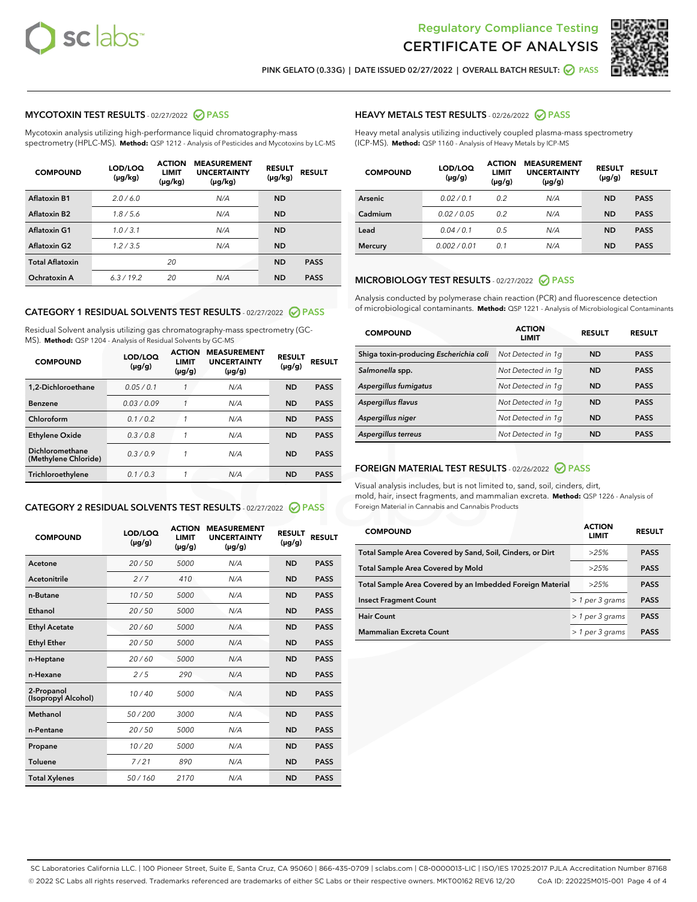Regulatory Compliance Testing
# CERTIFICATE OF ANALYSIS

PINK GELATO (0.33G) | DATE ISSUED 02/27/2022 | OVERALL BATCH RESULT: PASS

## MYCOTOXIN TEST RESULTS - 02/27/2022 PASS

Mycotoxin analysis utilizing high-performance liquid chromatography-mass spectrometry (HPLC-MS). **Method:** QSP 1212 - Analysis of Pesticides and Mycotoxins by LC-MS

| COMPOUND | LOD/LOQ (µg/kg) | ACTION LIMIT (µg/kg) | MEASUREMENT UNCERTAINTY (µg/kg) | RESULT (µg/kg) | RESULT |
|---|---|---|---|---|---|
| Aflatoxin B1 | 2.0 / 6.0 | | N/A | ND | |
| Aflatoxin B2 | 1.8 / 5.6 | | N/A | ND | |
| Aflatoxin G1 | 1.0 / 3.1 | | N/A | ND | |
| Aflatoxin G2 | 1.2 / 3.5 | | N/A | ND | |
| Total Aflatoxin | | 20 | | ND | PASS |
| Ochratoxin A | 6.3 / 19.2 | 20 | N/A | ND | PASS |

## CATEGORY 1 RESIDUAL SOLVENTS TEST RESULTS - 02/27/2022 PASS

Residual Solvent analysis utilizing gas chromatography-mass spectrometry (GC-MS). **Method:** QSP 1204 - Analysis of Residual Solvents by GC-MS

| COMPOUND | LOD/LOQ (µg/g) | ACTION LIMIT (µg/g) | MEASUREMENT UNCERTAINTY (µg/g) | RESULT (µg/g) | RESULT |
|---|---|---|---|---|---|
| 1,2-Dichloroethane | 0.05 / 0.1 | 1 | N/A | ND | PASS |
| Benzene | 0.03 / 0.09 | 1 | N/A | ND | PASS |
| Chloroform | 0.1 / 0.2 | 1 | N/A | ND | PASS |
| Ethylene Oxide | 0.3 / 0.8 | 1 | N/A | ND | PASS |
| Dichloromethane (Methylene Chloride) | 0.3 / 0.9 | 1 | N/A | ND | PASS |
| Trichloroethylene | 0.1 / 0.3 | 1 | N/A | ND | PASS |

## CATEGORY 2 RESIDUAL SOLVENTS TEST RESULTS - 02/27/2022 PASS

| COMPOUND | LOD/LOQ (µg/g) | ACTION LIMIT (µg/g) | MEASUREMENT UNCERTAINTY (µg/g) | RESULT (µg/g) | RESULT |
|---|---|---|---|---|---|
| Acetone | 20 / 50 | 5000 | N/A | ND | PASS |
| Acetonitrile | 2 / 7 | 410 | N/A | ND | PASS |
| n-Butane | 10 / 50 | 5000 | N/A | ND | PASS |
| Ethanol | 20 / 50 | 5000 | N/A | ND | PASS |
| Ethyl Acetate | 20 / 60 | 5000 | N/A | ND | PASS |
| Ethyl Ether | 20 / 50 | 5000 | N/A | ND | PASS |
| n-Heptane | 20 / 60 | 5000 | N/A | ND | PASS |
| n-Hexane | 2 / 5 | 290 | N/A | ND | PASS |
| 2-Propanol (Isopropyl Alcohol) | 10 / 40 | 5000 | N/A | ND | PASS |
| Methanol | 50 / 200 | 3000 | N/A | ND | PASS |
| n-Pentane | 20 / 50 | 5000 | N/A | ND | PASS |
| Propane | 10 / 20 | 5000 | N/A | ND | PASS |
| Toluene | 7 / 21 | 890 | N/A | ND | PASS |
| Total Xylenes | 50 / 160 | 2170 | N/A | ND | PASS |

## HEAVY METALS TEST RESULTS - 02/26/2022 PASS

Heavy metal analysis utilizing inductively coupled plasma-mass spectrometry (ICP-MS). **Method:** QSP 1160 - Analysis of Heavy Metals by ICP-MS

| COMPOUND | LOD/LOQ (µg/g) | ACTION LIMIT (µg/g) | MEASUREMENT UNCERTAINTY (µg/g) | RESULT (µg/g) | RESULT |
|---|---|---|---|---|---|
| Arsenic | 0.02 / 0.1 | 0.2 | N/A | ND | PASS |
| Cadmium | 0.02 / 0.05 | 0.2 | N/A | ND | PASS |
| Lead | 0.04 / 0.1 | 0.5 | N/A | ND | PASS |
| Mercury | 0.002 / 0.01 | 0.1 | N/A | ND | PASS |

## MICROBIOLOGY TEST RESULTS - 02/27/2022 PASS

Analysis conducted by polymerase chain reaction (PCR) and fluorescence detection of microbiological contaminants. **Method:** QSP 1221 - Analysis of Microbiological Contaminants

| COMPOUND | ACTION LIMIT | RESULT | RESULT |
|---|---|---|---|
| *Shiga toxin-producing Escherichia coli* | Not Detected in 1g | ND | PASS |
| *Salmonella* spp. | Not Detected in 1g | ND | PASS |
| *Aspergillus fumigatus* | Not Detected in 1g | ND | PASS |
| *Aspergillus flavus* | Not Detected in 1g | ND | PASS |
| *Aspergillus niger* | Not Detected in 1g | ND | PASS |
| *Aspergillus terreus* | Not Detected in 1g | ND | PASS |

## FOREIGN MATERIAL TEST RESULTS - 02/26/2022 PASS

Visual analysis includes, but is not limited to, sand, soil, cinders, dirt, mold, hair, insect fragments, and mammalian excreta. **Method:** QSP 1226 - Analysis of Foreign Material in Cannabis and Cannabis Products

| COMPOUND | ACTION LIMIT | RESULT |
|---|---|---|
| Total Sample Area Covered by Sand, Soil, Cinders, or Dirt | >25% | PASS |
| Total Sample Area Covered by Mold | >25% | PASS |
| Total Sample Area Covered by an Imbedded Foreign Material | >25% | PASS |
| Insect Fragment Count | > 1 per 3 grams | PASS |
| Hair Count | > 1 per 3 grams | PASS |
| Mammalian Excreta Count | > 1 per 3 grams | PASS |

SC Laboratories California LLC. | 100 Pioneer Street, Suite E, Santa Cruz, CA 95060 | 866-435-0709 | sclabs.com | C8-0000013-LIC | ISO/IES 17025:2017 PJLA Accreditation Number 87168
© 2022 SC Labs all rights reserved. Trademarks referenced are trademarks of either SC Labs or their respective owners. MKT00162 REV6 12/20 CoA ID: 220225M015-001